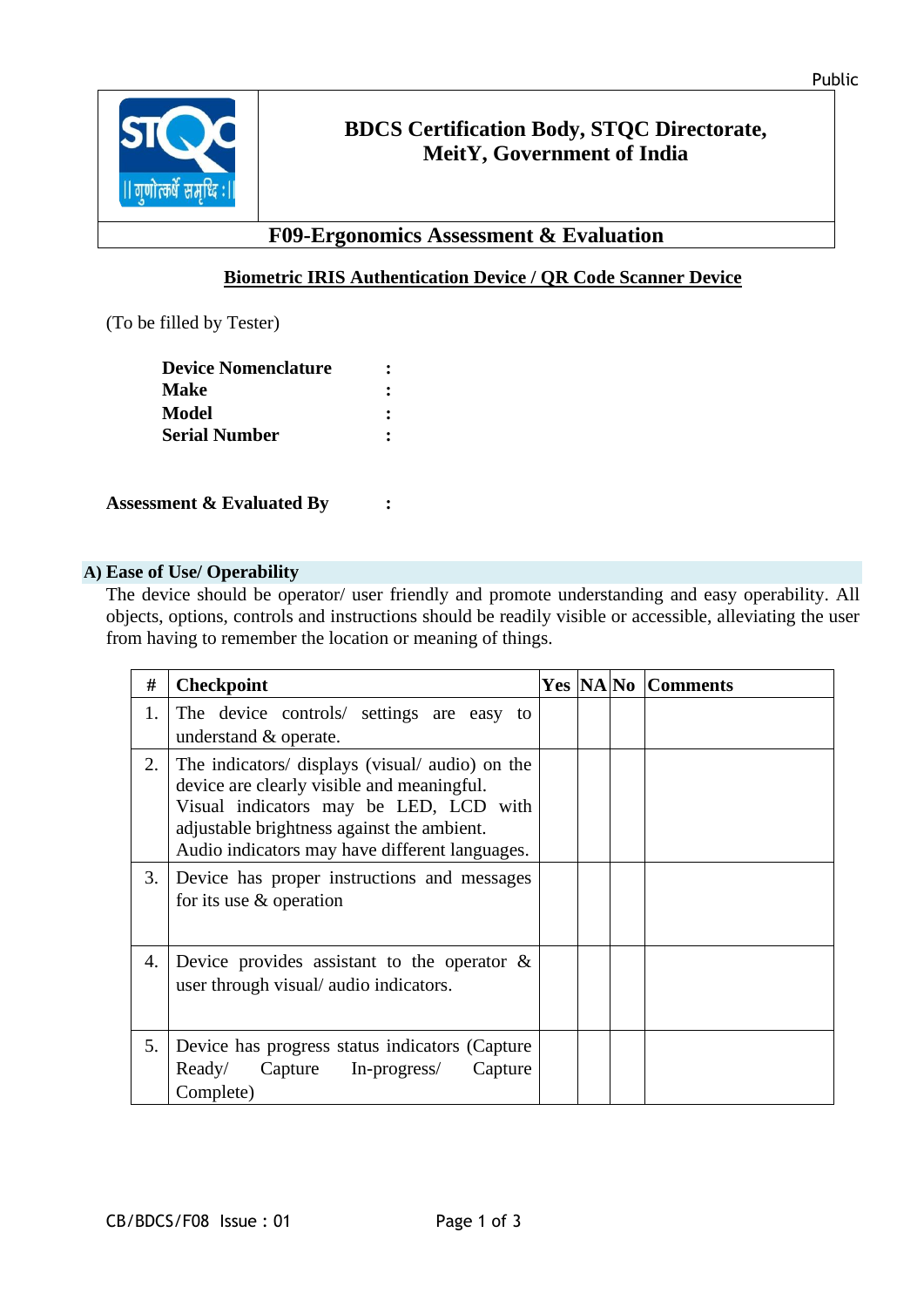Public

# BDCS Certification Body, STQC Directorate, MeitY, Government of India

## F09-Ergonomics Assessment & Evaluation

**Biometric IRIS Authentication Device / QR Code Scanner Device**

(To be filled by Tester)

**Device Nomenclature** :
**Make** :
**Model** :
**Serial Number** :

**Assessment & Evaluated By** :

### A) Ease of Use/ Operability

The device should be operator/ user friendly and promote understanding and easy operability. All objects, options, controls and instructions should be readily visible or accessible, alleviating the user from having to remember the location or meaning of things.

| # | Checkpoint | Yes | NA | No | Comments |
|---|---|---|---|---|---|
| 1. | The device controls/ settings are easy to understand & operate. | | | | |
| 2. | The indicators/ displays (visual/ audio) on the device are clearly visible and meaningful. Visual indicators may be LED, LCD with adjustable brightness against the ambient. Audio indicators may have different languages. | | | | |
| 3. | Device has proper instructions and messages for its use & operation | | | | |
| 4. | Device provides assistant to the operator & user through visual/ audio indicators. | | | | |
| 5. | Device has progress status indicators (Capture Ready/ Capture In-progress/ Capture Complete) | | | | |

CB/BDCS/F08 Issue : 01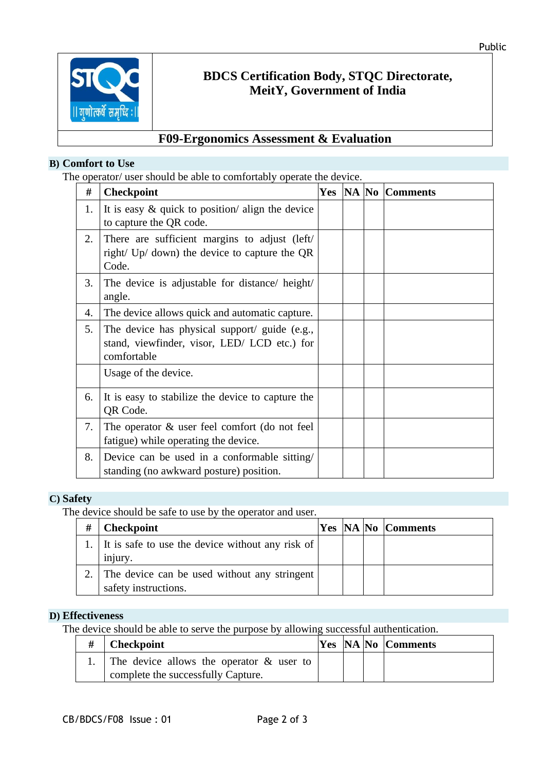| | **BDCS Certification Body, STQC Directorate, MeitY, Government of India** |
|---|---|
| **F09-Ergonomics Assessment & Evaluation** | |

## B) Comfort to Use

The operator/ user should be able to comfortably operate the device.

| # | Checkpoint | Yes | NA | No | Comments |
|---|---|---|---|---|---|
| 1. | It is easy & quick to position/ align the device to capture the QR code. | | | | |
| 2. | There are sufficient margins to adjust (left/ right/ Up/ down) the device to capture the QR Code. | | | | |
| 3. | The device is adjustable for distance/ height/ angle. | | | | |
| 4. | The device allows quick and automatic capture. | | | | |
| 5. | The device has physical support/ guide (e.g., stand, viewfinder, visor, LED/ LCD etc.) for comfortable | | | | |
| | Usage of the device. | | | | |
| 6. | It is easy to stabilize the device to capture the QR Code. | | | | |
| 7. | The operator & user feel comfort (do not feel fatigue) while operating the device. | | | | |
| 8. | Device can be used in a conformable sitting/ standing (no awkward posture) position. | | | | |

## C) Safety

The device should be safe to use by the operator and user.

| # | Checkpoint | Yes | NA | No | Comments |
|---|---|---|---|---|---|
| 1. | It is safe to use the device without any risk of injury. | | | | |
| 2. | The device can be used without any stringent safety instructions. | | | | |

## D) Effectiveness

The device should be able to serve the purpose by allowing successful authentication.

| # | Checkpoint | Yes | NA | No | Comments |
|---|---|---|---|---|---|
| 1. | The device allows the operator & user to complete the successfully Capture. | | | | |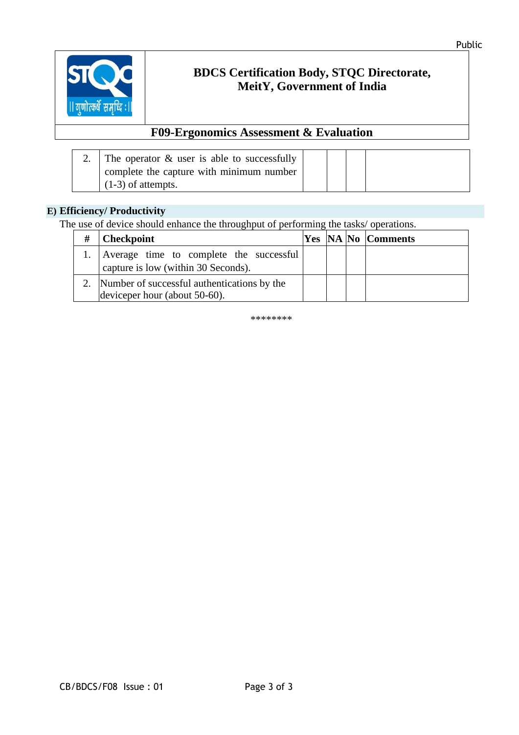**BDCS Certification Body, STQC Directorate, MeitY, Government of India**

**F09-Ergonomics Assessment & Evaluation**

| | | | | | |
|---|---|---|---|---|---|
| 2. | The operator & user is able to successfully complete the capture with minimum number (1-3) of attempts. | | | | |

**E) Efficiency/ Productivity**

The use of device should enhance the throughput of performing the tasks/ operations.

| # | Checkpoint | Yes | NA | No | Comments |
|---|---|---|---|---|---|
| 1. | Average time to complete the successful capture is low (within 30 Seconds). | | | | |
| 2. | Number of successful authentications by the deviceper hour (about 50-60). | | | | |

********